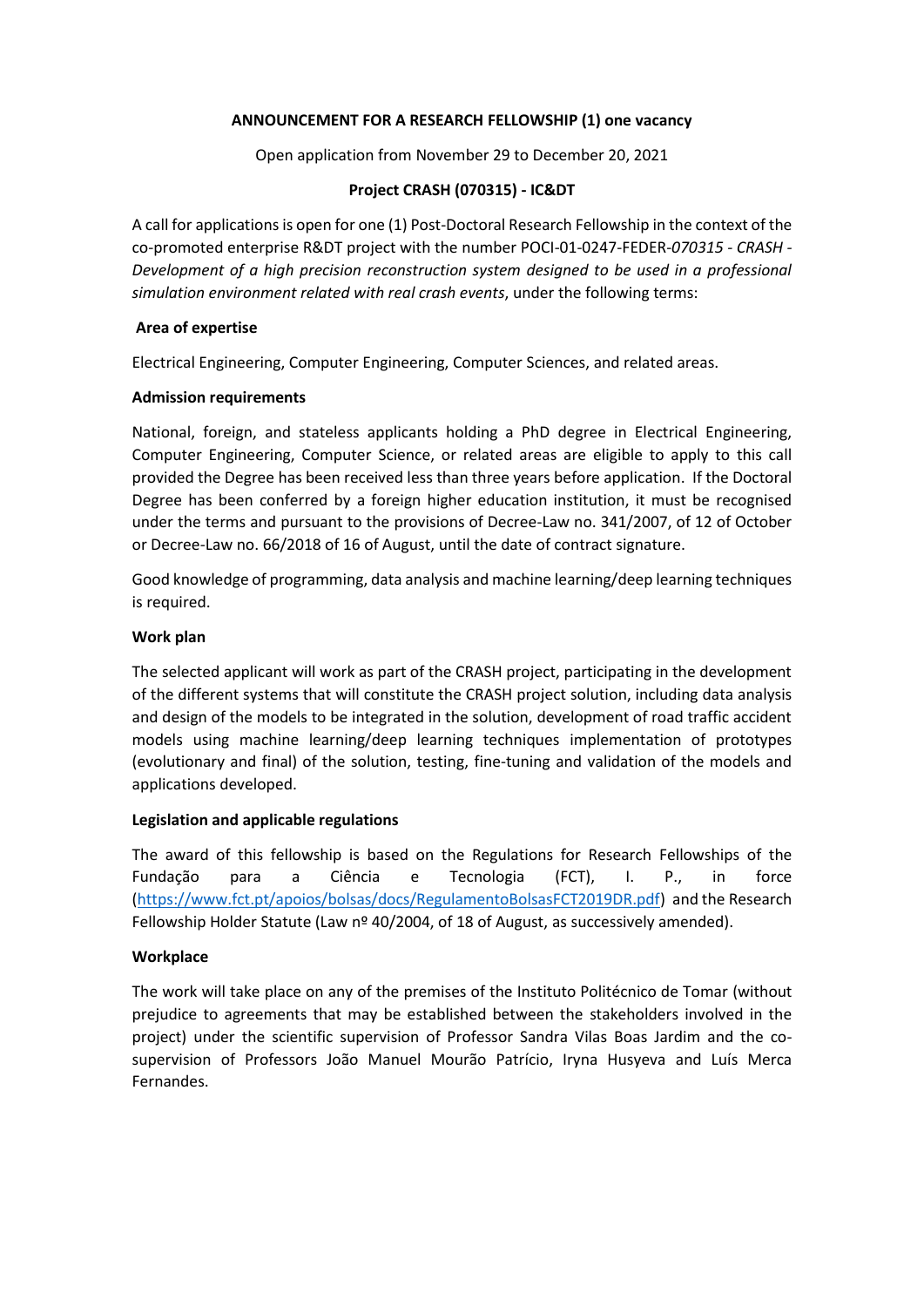**ANNOUNCEMENT FOR A RESEARCH FELLOWSHIP (1) one vacancy**

Open application from November 29 to December 20, 2021

**Project CRASH (070315) - IC&DT**

A call for applications is open for one (1) Post-Doctoral Research Fellowship in the context of the co-promoted enterprise R&DT project with the number POCI-01-0247-FEDER-*070315 - CRASH - Development of a high precision reconstruction system designed to be used in a professional simulation environment related with real crash events*, under the following terms:

**Area of expertise**

Electrical Engineering, Computer Engineering, Computer Sciences, and related areas.

**Admission requirements**

National, foreign, and stateless applicants holding a PhD degree in Electrical Engineering, Computer Engineering, Computer Science, or related areas are eligible to apply to this call provided the Degree has been received less than three years before application. If the Doctoral Degree has been conferred by a foreign higher education institution, it must be recognised under the terms and pursuant to the provisions of Decree-Law no. 341/2007, of 12 of October or Decree-Law no. 66/2018 of 16 of August, until the date of contract signature.

Good knowledge of programming, data analysis and machine learning/deep learning techniques is required.

**Work plan**

The selected applicant will work as part of the CRASH project, participating in the development of the different systems that will constitute the CRASH project solution, including data analysis and design of the models to be integrated in the solution, development of road traffic accident models using machine learning/deep learning techniques implementation of prototypes (evolutionary and final) of the solution, testing, fine-tuning and validation of the models and applications developed.

**Legislation and applicable regulations**

The award of this fellowship is based on the Regulations for Research Fellowships of the Fundação para a Ciência e Tecnologia (FCT), I. P., in force (https://www.fct.pt/apoios/bolsas/docs/RegulamentoBolsasFCT2019DR.pdf) and the Research Fellowship Holder Statute (Law nº 40/2004, of 18 of August, as successively amended).

**Workplace**

The work will take place on any of the premises of the Instituto Politécnico de Tomar (without prejudice to agreements that may be established between the stakeholders involved in the project) under the scientific supervision of Professor Sandra Vilas Boas Jardim and the co-supervision of Professors João Manuel Mourão Patrício, Iryna Husyeva and Luís Merca Fernandes.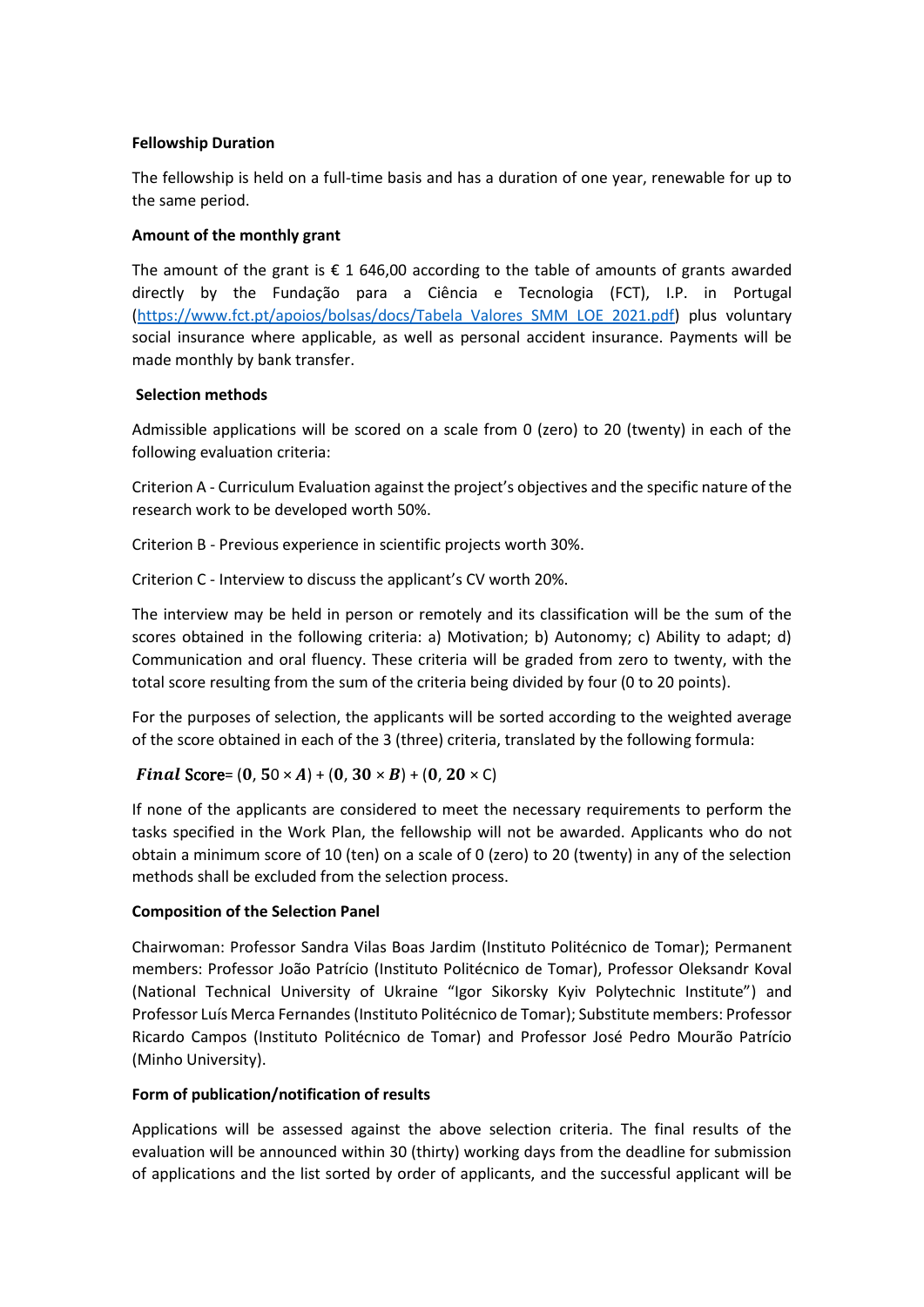**Fellowship Duration**

The fellowship is held on a full-time basis and has a duration of one year, renewable for up to the same period.

**Amount of the monthly grant**

The amount of the grant is € 1 646,00 according to the table of amounts of grants awarded directly by the Fundação para a Ciência e Tecnologia (FCT), I.P. in Portugal (https://www.fct.pt/apoios/bolsas/docs/Tabela_Valores_SMM_LOE_2021.pdf) plus voluntary social insurance where applicable, as well as personal accident insurance. Payments will be made monthly by bank transfer.

**Selection methods**

Admissible applications will be scored on a scale from 0 (zero) to 20 (twenty) in each of the following evaluation criteria:

Criterion A - Curriculum Evaluation against the project's objectives and the specific nature of the research work to be developed worth 50%.

Criterion B - Previous experience in scientific projects worth 30%.

Criterion C - Interview to discuss the applicant's CV worth 20%.

The interview may be held in person or remotely and its classification will be the sum of the scores obtained in the following criteria: a) Motivation; b) Autonomy; c) Ability to adapt; d) Communication and oral fluency. These criteria will be graded from zero to twenty, with the total score resulting from the sum of the criteria being divided by four (0 to 20 points).

For the purposes of selection, the applicants will be sorted according to the weighted average of the score obtained in each of the 3 (three) criteria, translated by the following formula:

$$\textit{Final}\ \text{Score} = (0,50 \times A) + (0,30 \times B) + (0,20 \times C)$$

If none of the applicants are considered to meet the necessary requirements to perform the tasks specified in the Work Plan, the fellowship will not be awarded. Applicants who do not obtain a minimum score of 10 (ten) on a scale of 0 (zero) to 20 (twenty) in any of the selection methods shall be excluded from the selection process.

**Composition of the Selection Panel**

Chairwoman: Professor Sandra Vilas Boas Jardim (Instituto Politécnico de Tomar); Permanent members: Professor João Patrício (Instituto Politécnico de Tomar), Professor Oleksandr Koval (National Technical University of Ukraine "Igor Sikorsky Kyiv Polytechnic Institute") and Professor Luís Merca Fernandes (Instituto Politécnico de Tomar); Substitute members: Professor Ricardo Campos (Instituto Politécnico de Tomar) and Professor José Pedro Mourão Patrício (Minho University).

**Form of publication/notification of results**

Applications will be assessed against the above selection criteria. The final results of the evaluation will be announced within 30 (thirty) working days from the deadline for submission of applications and the list sorted by order of applicants, and the successful applicant will be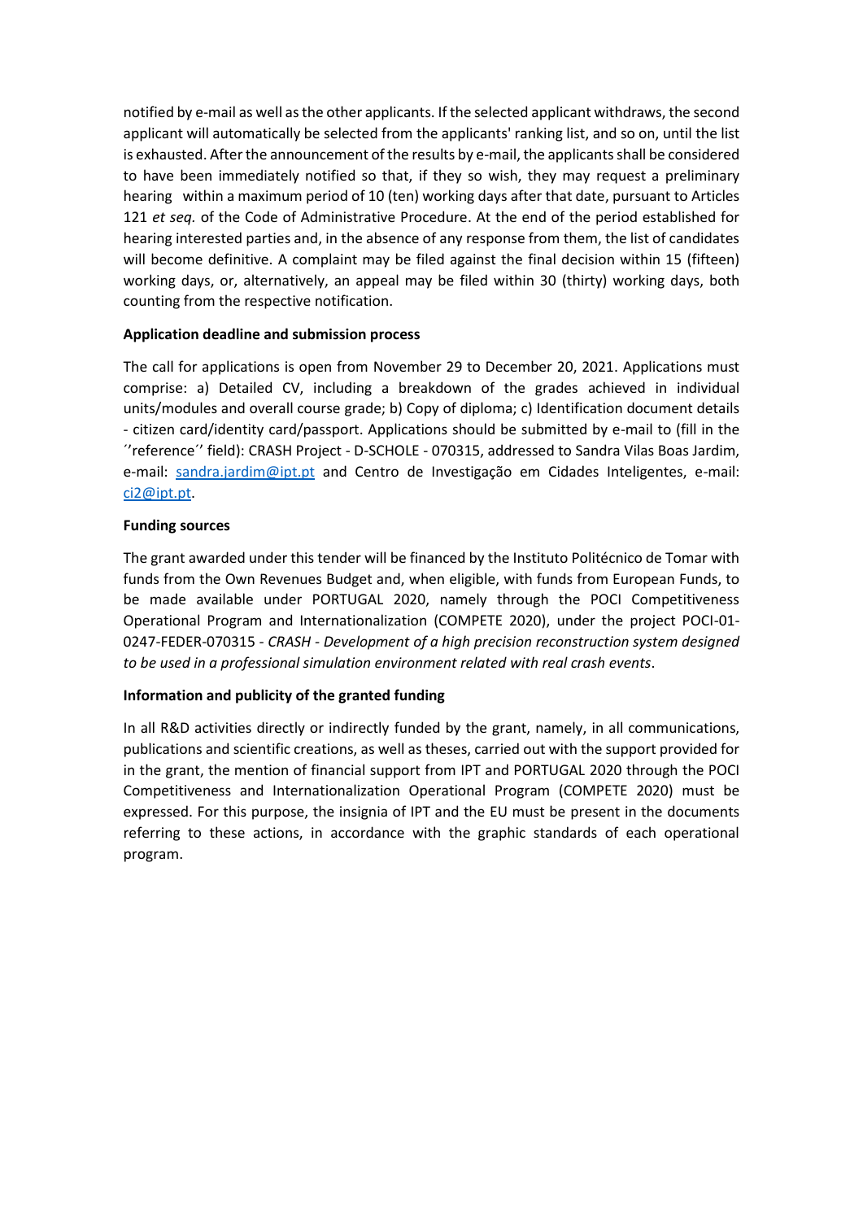notified by e-mail as well as the other applicants. If the selected applicant withdraws, the second applicant will automatically be selected from the applicants' ranking list, and so on, until the list is exhausted. After the announcement of the results by e-mail, the applicants shall be considered to have been immediately notified so that, if they so wish, they may request a preliminary hearing within a maximum period of 10 (ten) working days after that date, pursuant to Articles 121 *et seq.* of the Code of Administrative Procedure. At the end of the period established for hearing interested parties and, in the absence of any response from them, the list of candidates will become definitive. A complaint may be filed against the final decision within 15 (fifteen) working days, or, alternatively, an appeal may be filed within 30 (thirty) working days, both counting from the respective notification.

**Application deadline and submission process**

The call for applications is open from November 29 to December 20, 2021. Applications must comprise: a) Detailed CV, including a breakdown of the grades achieved in individual units/modules and overall course grade; b) Copy of diploma; c) Identification document details - citizen card/identity card/passport. Applications should be submitted by e-mail to (fill in the ´´reference´´ field): CRASH Project - D-SCHOLE - 070315, addressed to Sandra Vilas Boas Jardim, e-mail: sandra.jardim@ipt.pt and Centro de Investigação em Cidades Inteligentes, e-mail: ci2@ipt.pt.

**Funding sources**

The grant awarded under this tender will be financed by the Instituto Politécnico de Tomar with funds from the Own Revenues Budget and, when eligible, with funds from European Funds, to be made available under PORTUGAL 2020, namely through the POCI Competitiveness Operational Program and Internationalization (COMPETE 2020), under the project POCI-01-0247-FEDER-070315 - *CRASH - Development of a high precision reconstruction system designed to be used in a professional simulation environment related with real crash events*.

**Information and publicity of the granted funding**

In all R&D activities directly or indirectly funded by the grant, namely, in all communications, publications and scientific creations, as well as theses, carried out with the support provided for in the grant, the mention of financial support from IPT and PORTUGAL 2020 through the POCI Competitiveness and Internationalization Operational Program (COMPETE 2020) must be expressed. For this purpose, the insignia of IPT and the EU must be present in the documents referring to these actions, in accordance with the graphic standards of each operational program.